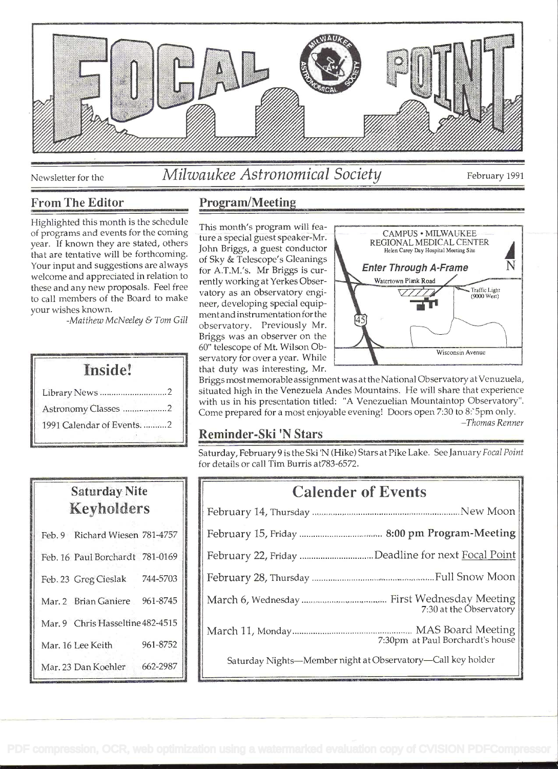# FOCAL POINT

Newsletter for the *Milwaukee Astronomical Society* February 1991

## From The Editor

Highlighted this month is the schedule of programs and events for the coming year. If known they are stated, others that are tentative will be forthcoming. Your input and suggestions are always welcome and appreciated in relation to these and any new proposals. Feel free to call members of the Board to make your wishes known.

*-Matthew McNeeley & Tom Gill*

## Inside!

- Library News ............................2
- Astronomy Classes ...................2
- 1991 Calendar of Events. ..........2

## Program/Meeting

This month's program will feature a special guest speaker-Mr. John Briggs, a guest conductor of Sky & Telescope's Gleanings for A.T.M.'s. Mr Briggs is currently working at Yerkes Observatory as an observatory engineer, developing special equipment and instrumentation for the observatory. Previously Mr. Briggs was an observer on the 60" telescope of Mt. Wilson Observatory for over a year. While that duty was interesting, Mr. Briggs most memorable assignment was at the National Observatory at Venuzuela, situated high in the Venezuela Andes Mountains. He will share that experience with us in his presentation titled: "A Venezuelian Mountaintop Observatory". Come prepared for a most enjoyable evening! Doors open 7:30 to 8:15pm only.

*–Thomas Renner*

CAMPUS • MILWAUKEE REGIONAL MEDICAL CENTER
Helen Carey Day Hospital Meeting Site
**Enter Through A-Frame**
Watertown Plank Road — Traffic Light (9000 West) — 45 — Wisconsin Avenue — N

## Reminder-Ski 'N Stars

Saturday, February 9 is the Ski 'N (Hike) Stars at Pike Lake. See January *Focal Point* for details or call Tim Burris at783-6572.

## Saturday Nite Keyholders

| Date | Name | Phone |
|---|---|---|
| Feb. 9 | Richard Wiesen | 781-4757 |
| Feb. 16 | Paul Borchardt | 781-0169 |
| Feb. 23 | Greg Cieslak | 744-5703 |
| Mar. 2 | Brian Ganiere | 961-8745 |
| Mar. 9 | Chris Hasseltine | 482-4515 |
| Mar. 16 | Lee Keith | 961-8752 |
| Mar. 23 | Dan Koehler | 662-2987 |

## Calender of Events

- February 14, Thursday .................... New Moon
- February 15, Friday .................... **8:00 pm Program-Meeting**
- February 22, Friday .................... Deadline for next Focal Point
- February 28, Thursday .................... Full Snow Moon
- March 6, Wednesday .................... First Wednesday Meeting — 7:30 at the Observatory
- March 11, Monday .................... MAS Board Meeting — 7:30pm at Paul Borchardt's house

Saturday Nights—Member night at Observatory—Call key holder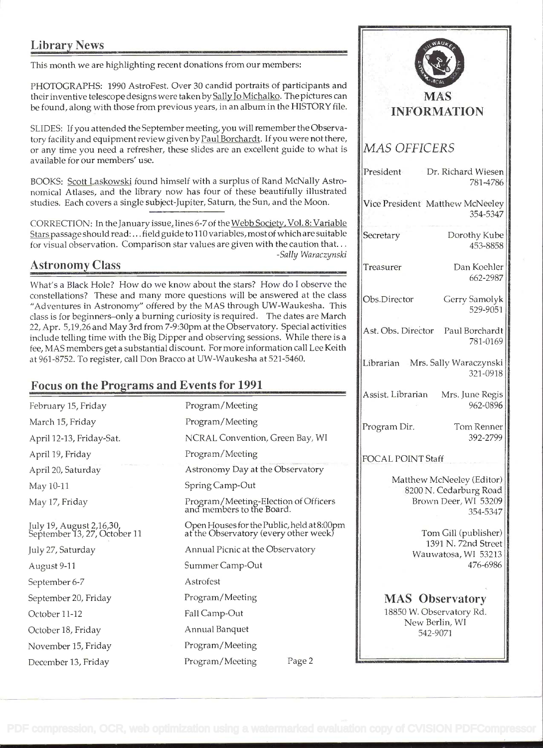## Library News

This month we are highlighting recent donations from our members:

PHOTOGRAPHS: 1990 AstroFest. Over 30 candid portraits of participants and their inventive telescope designs were taken by Sally Jo Michalko. The pictures can be found, along with those from previous years, in an album in the HISTORY file.

SLIDES: If you attended the September meeting, you will remember the Observatory facility and equipment review given by Paul Borchardt. If you were not there, or any time you need a refresher, these slides are an excellent guide to what is available for our members' use.

BOOKS: Scott Laskowski found himself with a surplus of Rand McNally Astronomical Atlases, and the library now has four of these beautifully illustrated studies. Each covers a single subject-Jupiter, Saturn, the Sun, and the Moon.

CORRECTION: In the January issue, lines 6-7 of the Webb Society, Vol. 8: Variable Stars passage should read: ... field guide to 110 variables, most of which are suitable for visual observation. Comparison star values are given with the caution that...

*-Sally Waraczynski*

## Astronomy Class

What's a Black Hole? How do we know about the stars? How do I observe the constellations? These and many more questions will be answered at the class "Adventures in Astronomy" offered by the MAS through UW-Waukesha. This class is for beginners–only a burning curiosity is required. The dates are March 22, Apr. 5, 19, 26 and May 3rd from 7-9:30pm at the Observatory. Special activities include telling time with the Big Dipper and observing sessions. While there is a fee, MAS members get a substantial discount. For more information call Lee Keith at 961-8752. To register, call Don Bracco at UW-Waukesha at 521-5460.

## Focus on the Programs and Events for 1991

| | |
|---|---|
| February 15, Friday | Program/Meeting |
| March 15, Friday | Program/Meeting |
| April 12-13, Friday-Sat. | NCRAL Convention, Green Bay, WI |
| April 19, Friday | Program/Meeting |
| April 20, Saturday | Astronomy Day at the Observatory |
| May 10-11 | Spring Camp-Out |
| May 17, Friday | Program/Meeting-Election of Officers and members to the Board. |
| July 19, August 2,16,30, September 13, 27, October 11 | Open Houses for the Public, held at 8:00pm at the Observatory (every other week) |
| July 27, Saturday | Annual Picnic at the Observatory |
| August 9-11 | Summer Camp-Out |
| September 6-7 | Astrofest |
| September 20, Friday | Program/Meeting |
| October 11-12 | Fall Camp-Out |
| October 18, Friday | Annual Banquet |
| November 15, Friday | Program/Meeting |
| December 13, Friday | Program/Meeting |

## MAS INFORMATION

### *MAS OFFICERS*

| | | |
|---|---|---|
| President | Dr. Richard Wiesen | 781-4786 |
| Vice President | Matthew McNeeley | 354-5347 |
| Secretary | Dorothy Kube | 453-8858 |
| Treasurer | Dan Koehler | 662-2987 |
| Obs.Director | Gerry Samolyk | 529-9051 |
| Ast. Obs. Director | Paul Borchardt | 781-0169 |
| Librarian | Mrs. Sally Waraczynski | 321-0918 |
| Assist. Librarian | Mrs. June Regis | 962-0896 |
| Program Dir. | Tom Renner | 392-2799 |

FOCAL POINT Staff

Matthew McNeeley (Editor)
8200 N. Cedarburg Road
Brown Deer, WI 53209
354-5347

Tom Gill (publisher)
1391 N. 72nd Street
Wauwatosa, WI 53213
476-6986

### MAS Observatory

18850 W. Observatory Rd.
New Berlin, WI
542-9071